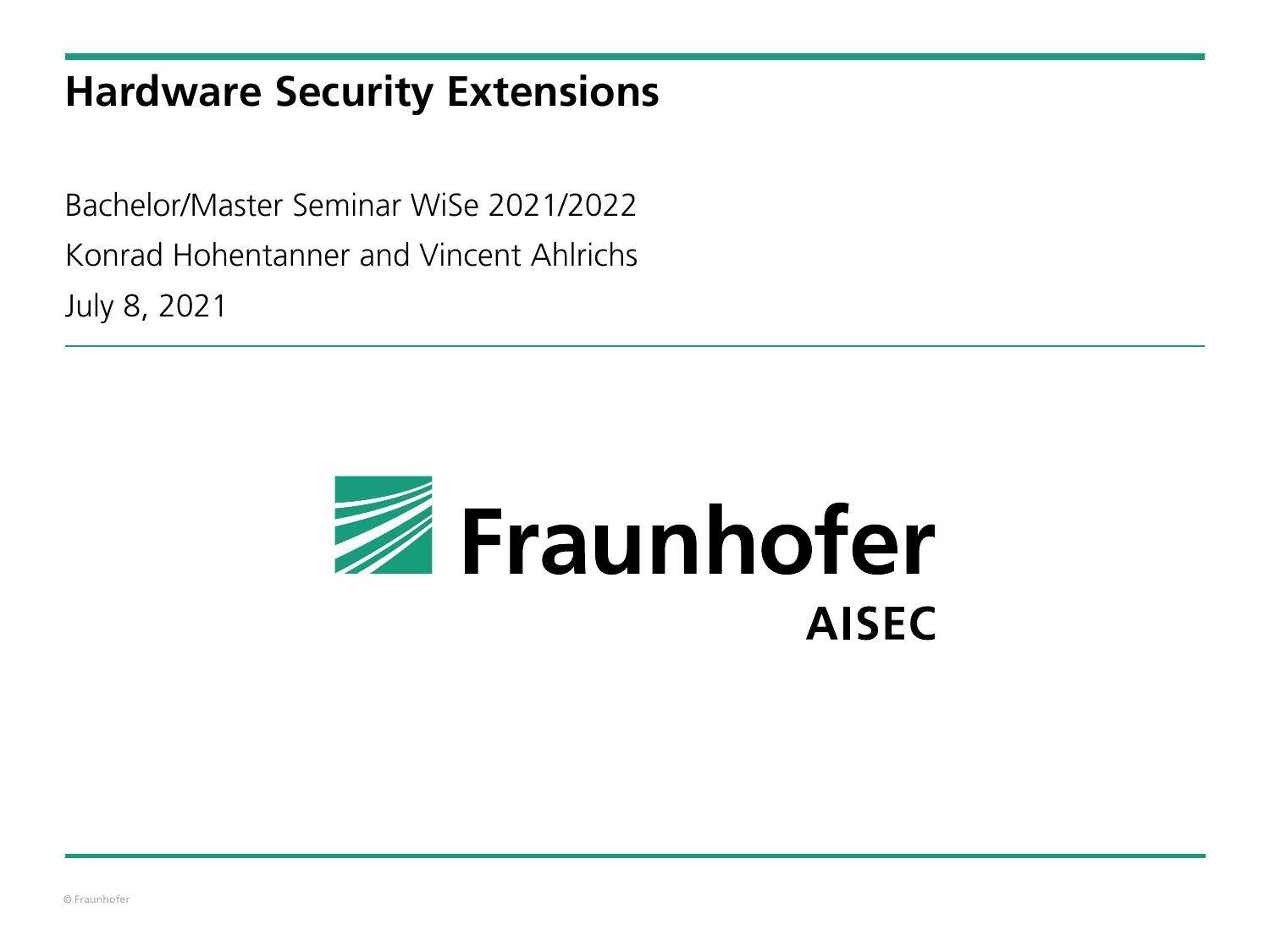# Hardware Security Extensions

Bachelor/Master Seminar WiSe 2021/2022

Konrad Hohentanner and Vincent Ahlrichs

July 8, 2021

Fraunhofer

AISEC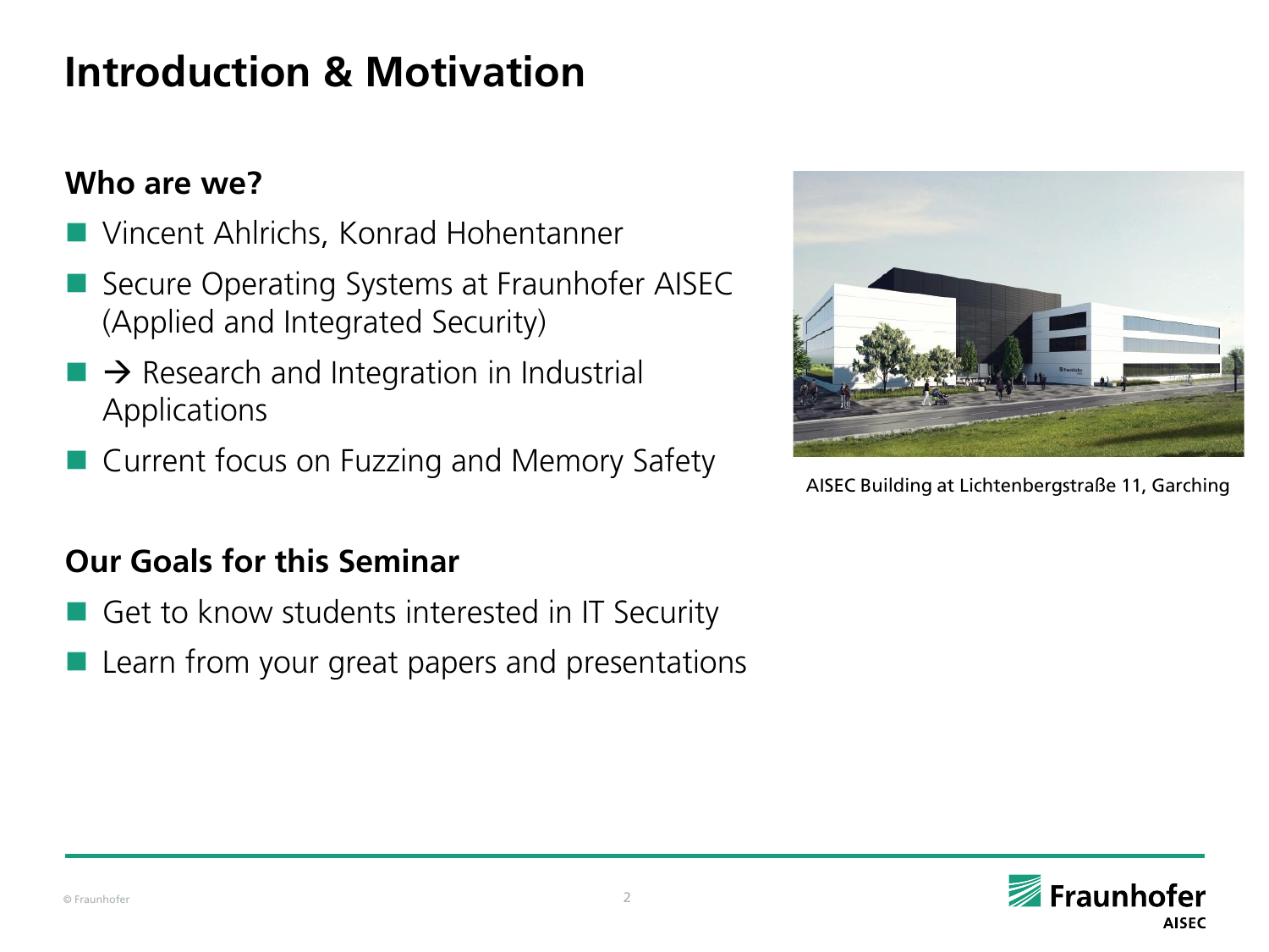# Introduction & Motivation

## Who are we?

- Vincent Ahlrichs, Konrad Hohentanner
- Secure Operating Systems at Fraunhofer AISEC (Applied and Integrated Security)
- → Research and Integration in Industrial Applications
- Current focus on Fuzzing and Memory Safety

AISEC Building at Lichtenbergstraße 11, Garching

## Our Goals for this Seminar

- Get to know students interested in IT Security
- Learn from your great papers and presentations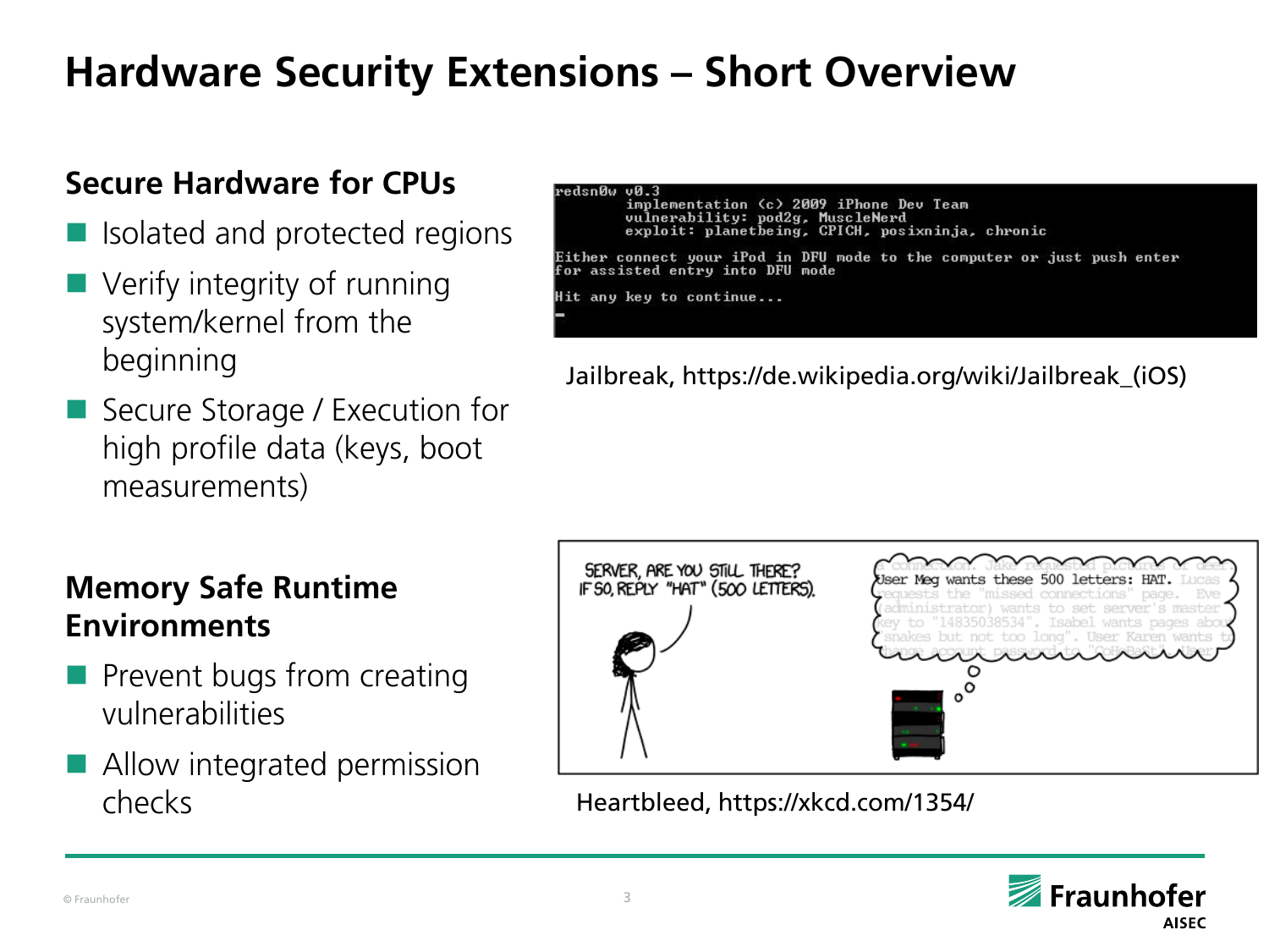# Hardware Security Extensions – Short Overview

## Secure Hardware for CPUs

- Isolated and protected regions
- Verify integrity of running system/kernel from the beginning
- Secure Storage / Execution for high profile data (keys, boot measurements)

Jailbreak, https://de.wikipedia.org/wiki/Jailbreak_(iOS)

## Memory Safe Runtime Environments

- Prevent bugs from creating vulnerabilities
- Allow integrated permission checks

Heartbleed, https://xkcd.com/1354/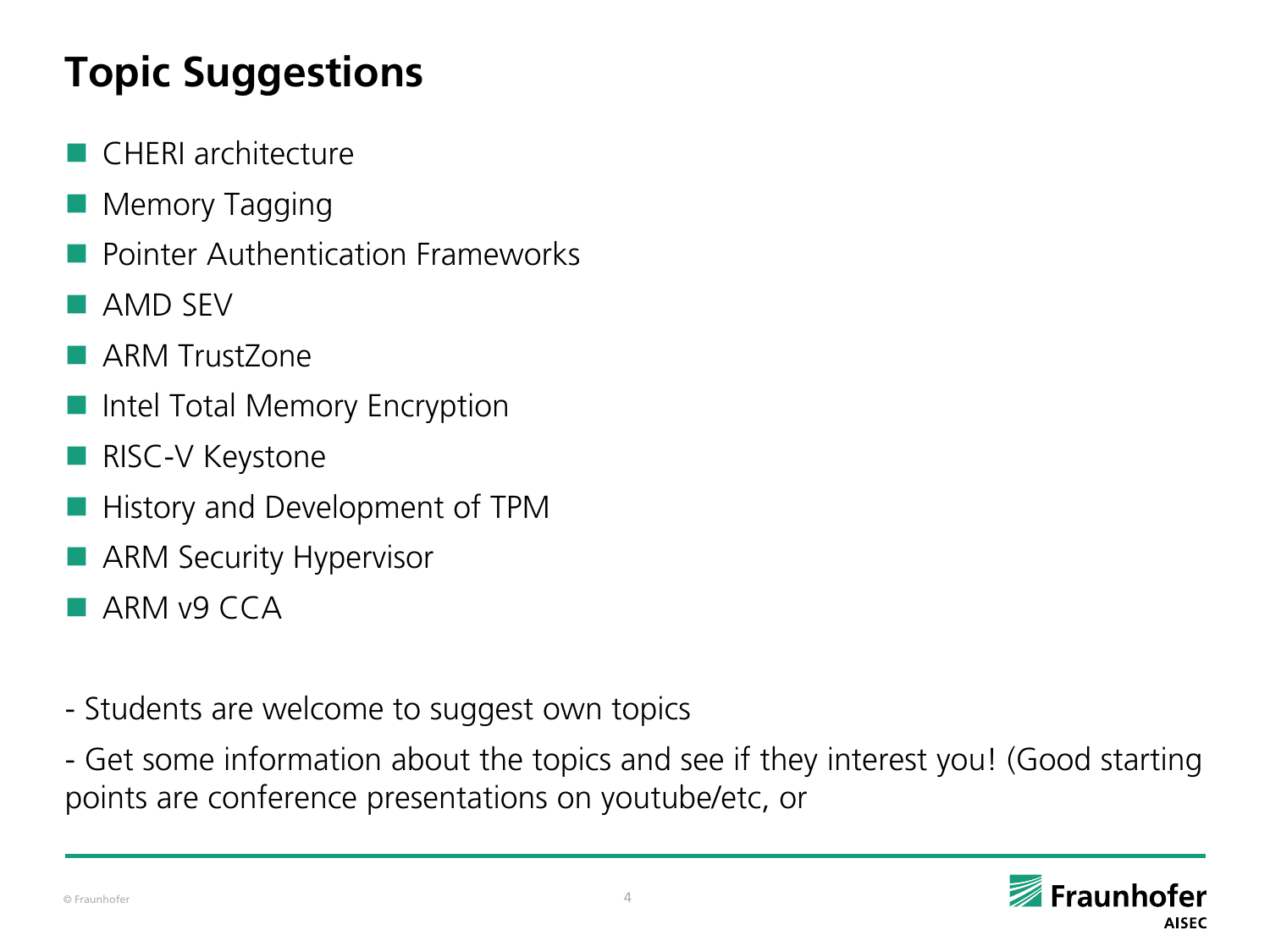# Topic Suggestions

- CHERI architecture
- Memory Tagging
- Pointer Authentication Frameworks
- AMD SEV
- ARM TrustZone
- Intel Total Memory Encryption
- RISC-V Keystone
- History and Development of TPM
- ARM Security Hypervisor
- ARM v9 CCA

- Students are welcome to suggest own topics

- Get some information about the topics and see if they interest you! (Good starting points are conference presentations on youtube/etc, or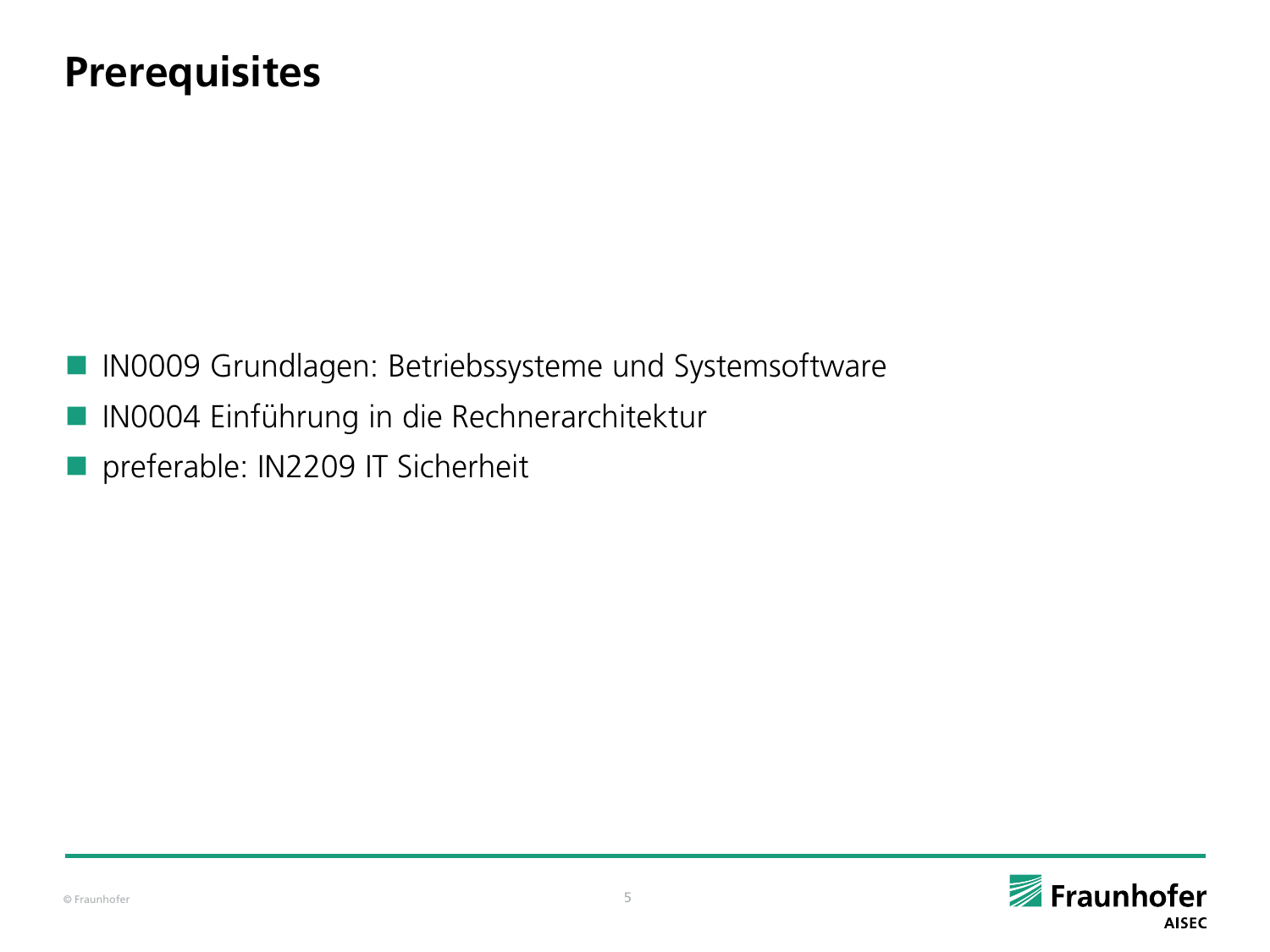# Prerequisites

- IN0009 Grundlagen: Betriebssysteme und Systemsoftware
- IN0004 Einführung in die Rechnerarchitektur
- preferable: IN2209 IT Sicherheit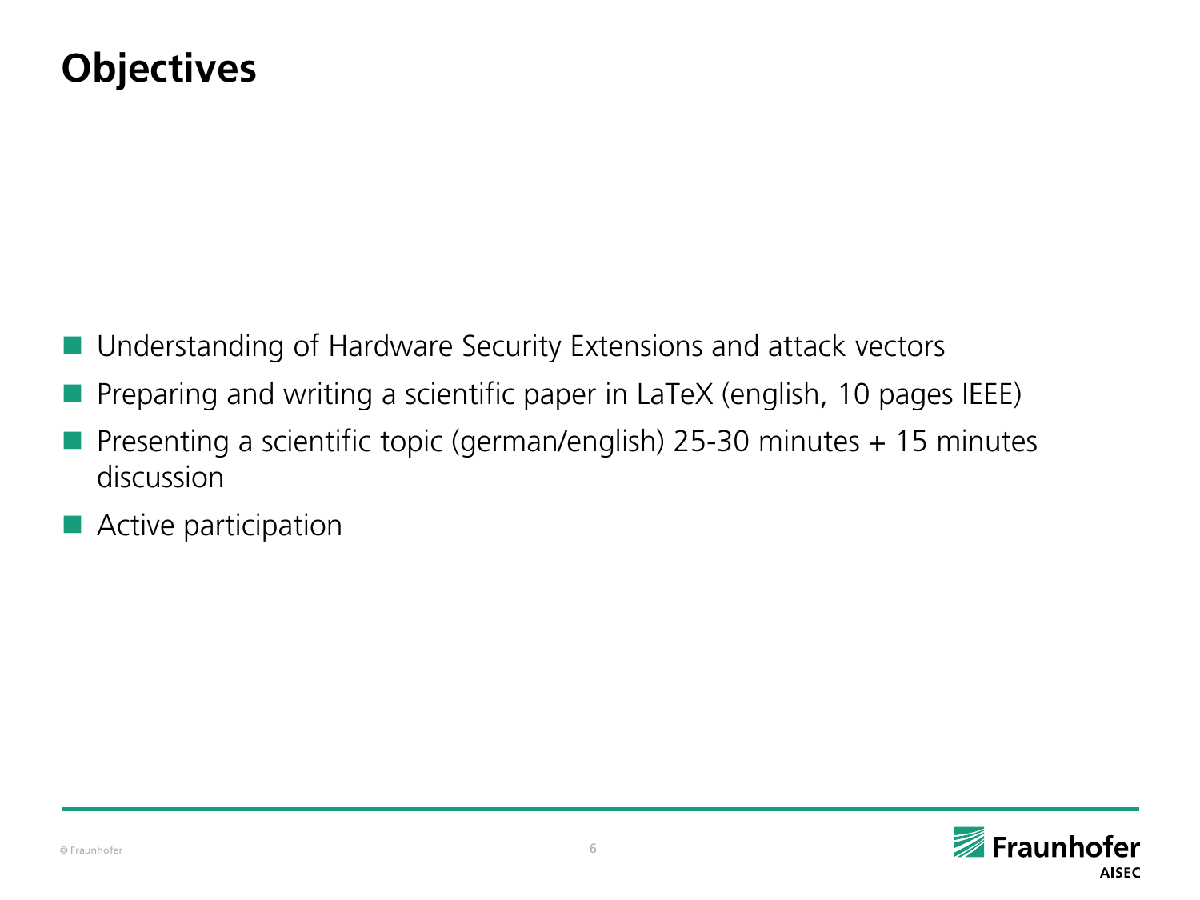# Objectives

- Understanding of Hardware Security Extensions and attack vectors
- Preparing and writing a scientific paper in LaTeX (english, 10 pages IEEE)
- Presenting a scientific topic (german/english) 25-30 minutes + 15 minutes discussion
- Active participation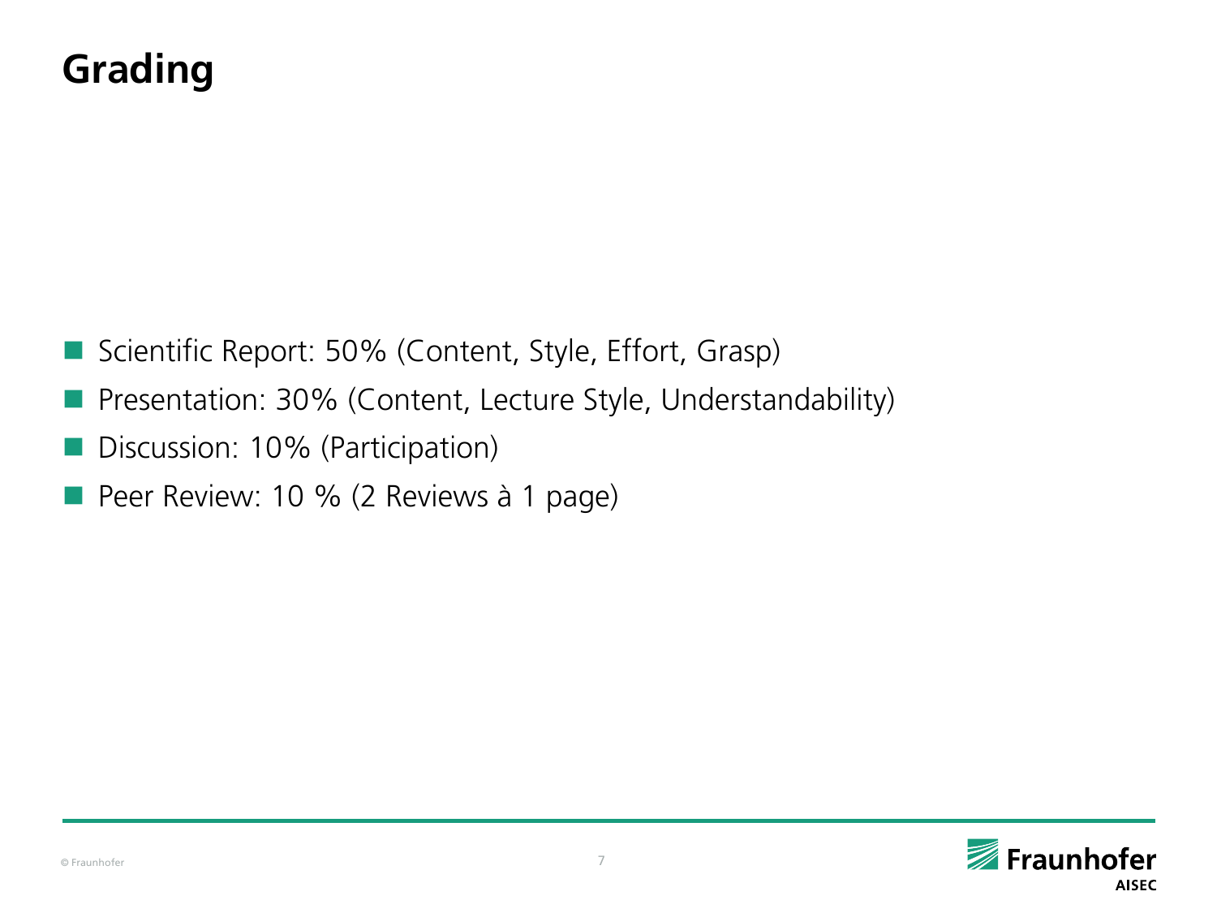# Grading

- Scientific Report: 50% (Content, Style, Effort, Grasp)
- Presentation: 30% (Content, Lecture Style, Understandability)
- Discussion: 10% (Participation)
- Peer Review: 10 % (2 Reviews à 1 page)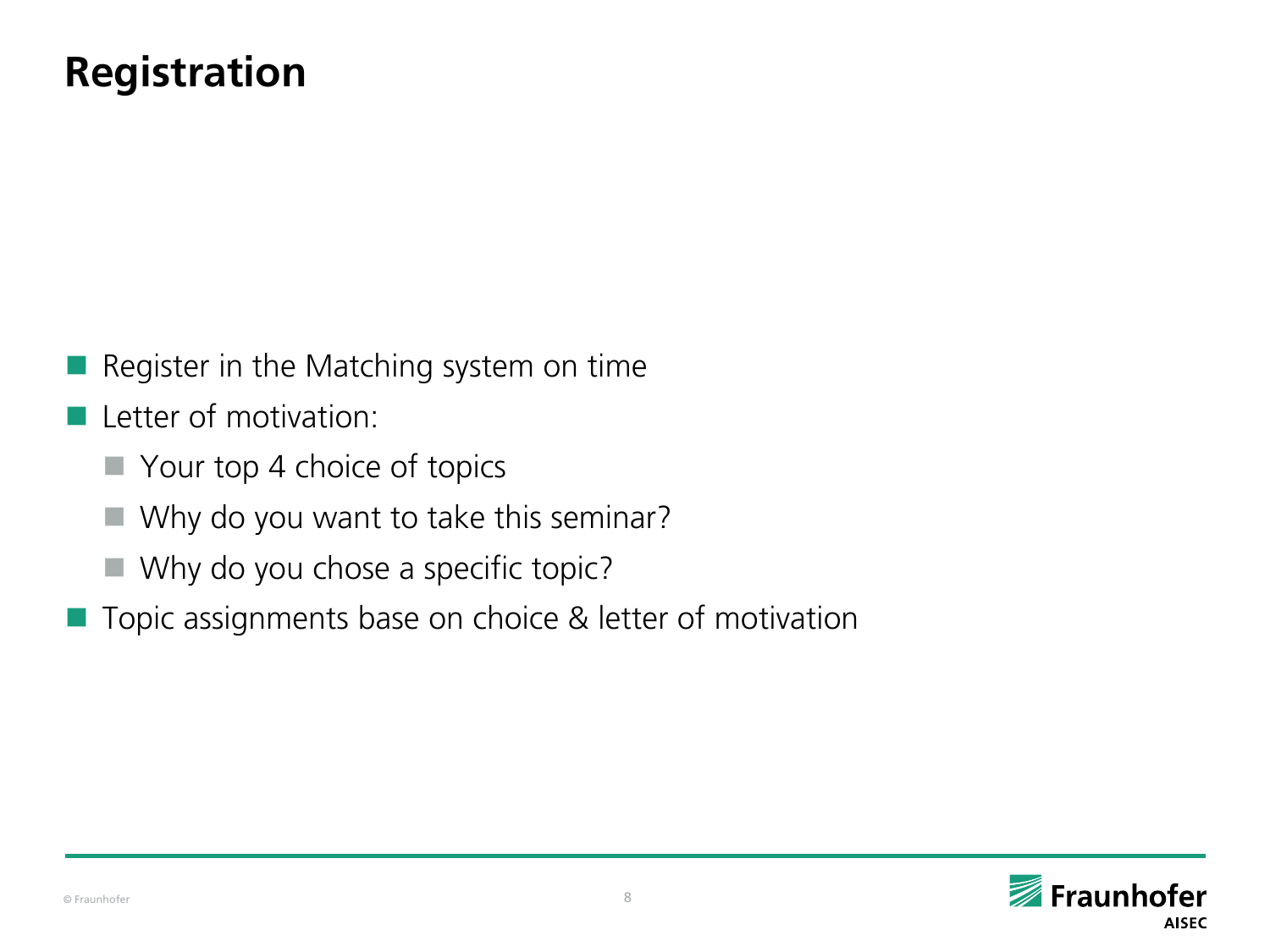# Registration

- Register in the Matching system on time
- Letter of motivation:
  - Your top 4 choice of topics
  - Why do you want to take this seminar?
  - Why do you chose a specific topic?
- Topic assignments base on choice & letter of motivation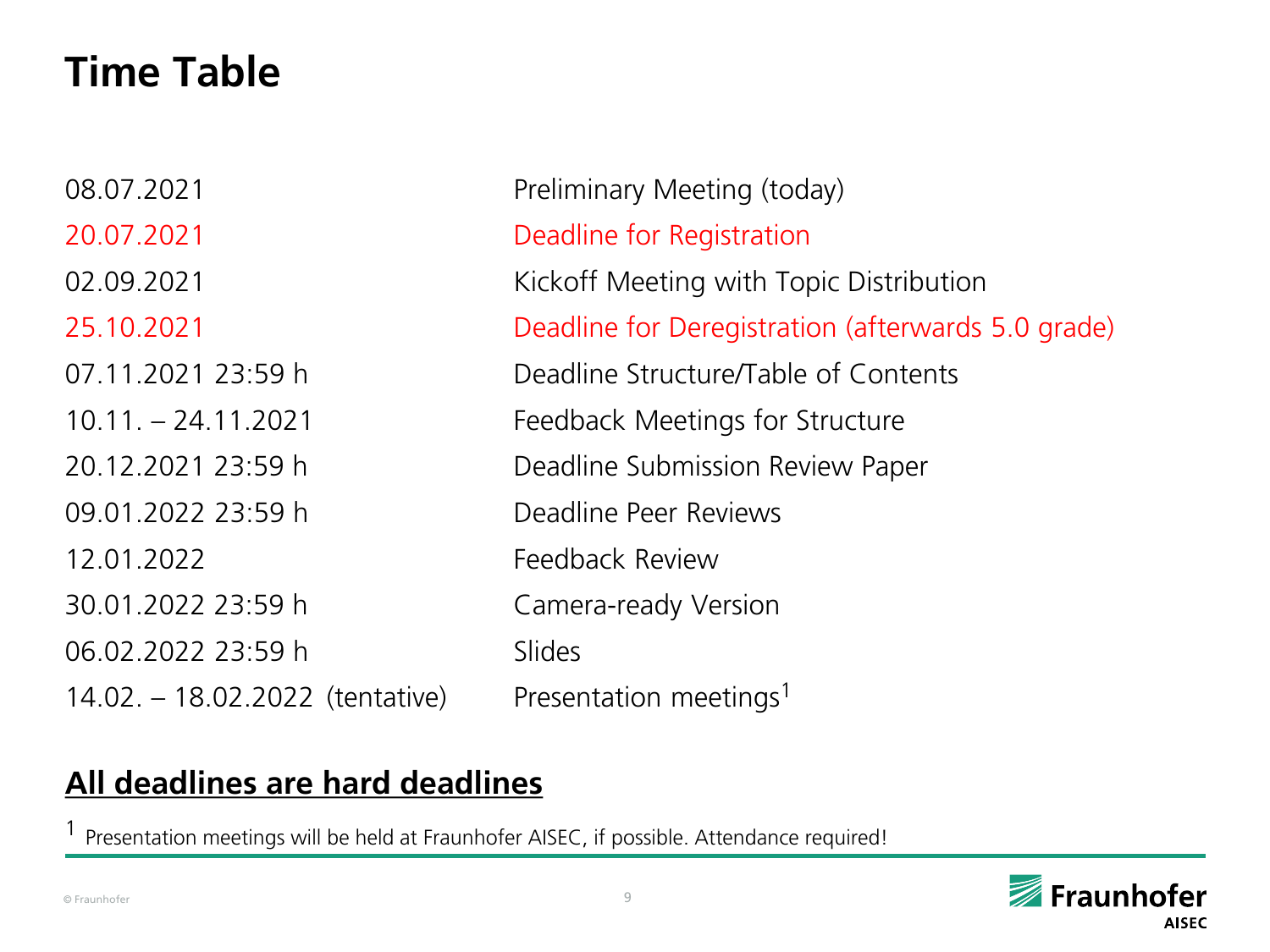# Time Table

| | |
|---|---|
| 08.07.2021 | Preliminary Meeting (today) |
| 20.07.2021 | Deadline for Registration |
| 02.09.2021 | Kickoff Meeting with Topic Distribution |
| 25.10.2021 | Deadline for Deregistration (afterwards 5.0 grade) |
| 07.11.2021 23:59 h | Deadline Structure/Table of Contents |
| 10.11. – 24.11.2021 | Feedback Meetings for Structure |
| 20.12.2021 23:59 h | Deadline Submission Review Paper |
| 09.01.2022 23:59 h | Deadline Peer Reviews |
| 12.01.2022 | Feedback Review |
| 30.01.2022 23:59 h | Camera-ready Version |
| 06.02.2022 23:59 h | Slides |
| 14.02. – 18.02.2022 (tentative) | Presentation meetings[1] |

**All deadlines are hard deadlines**

[1] Presentation meetings will be held at Fraunhofer AISEC, if possible. Attendance required!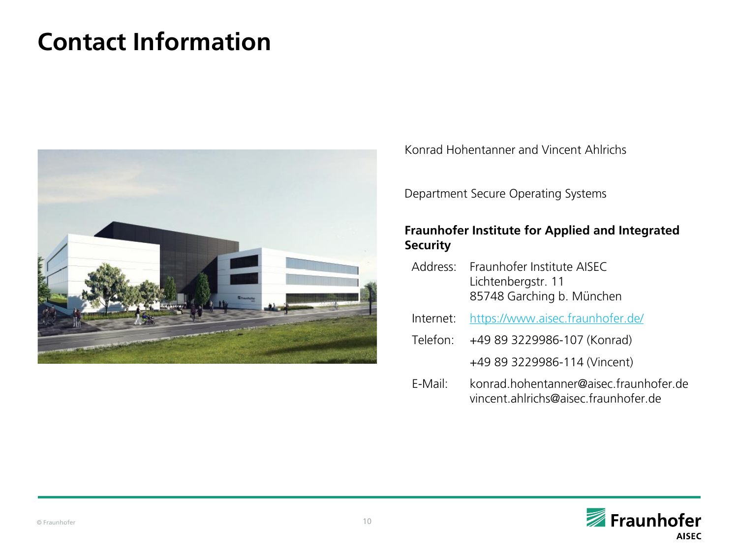# Contact Information

Konrad Hohentanner and Vincent Ahlrichs

Department Secure Operating Systems

**Fraunhofer Institute for Applied and Integrated Security**

| | |
|---|---|
| Address: | Fraunhofer Institute AISEC<br>Lichtenbergstr. 11<br>85748 Garching b. München |
| Internet: | https://www.aisec.fraunhofer.de/ |
| Telefon: | +49 89 3229986-107 (Konrad) |
| | +49 89 3229986-114 (Vincent) |
| E-Mail: | konrad.hohentanner@aisec.fraunhofer.de<br>vincent.ahlrichs@aisec.fraunhofer.de |